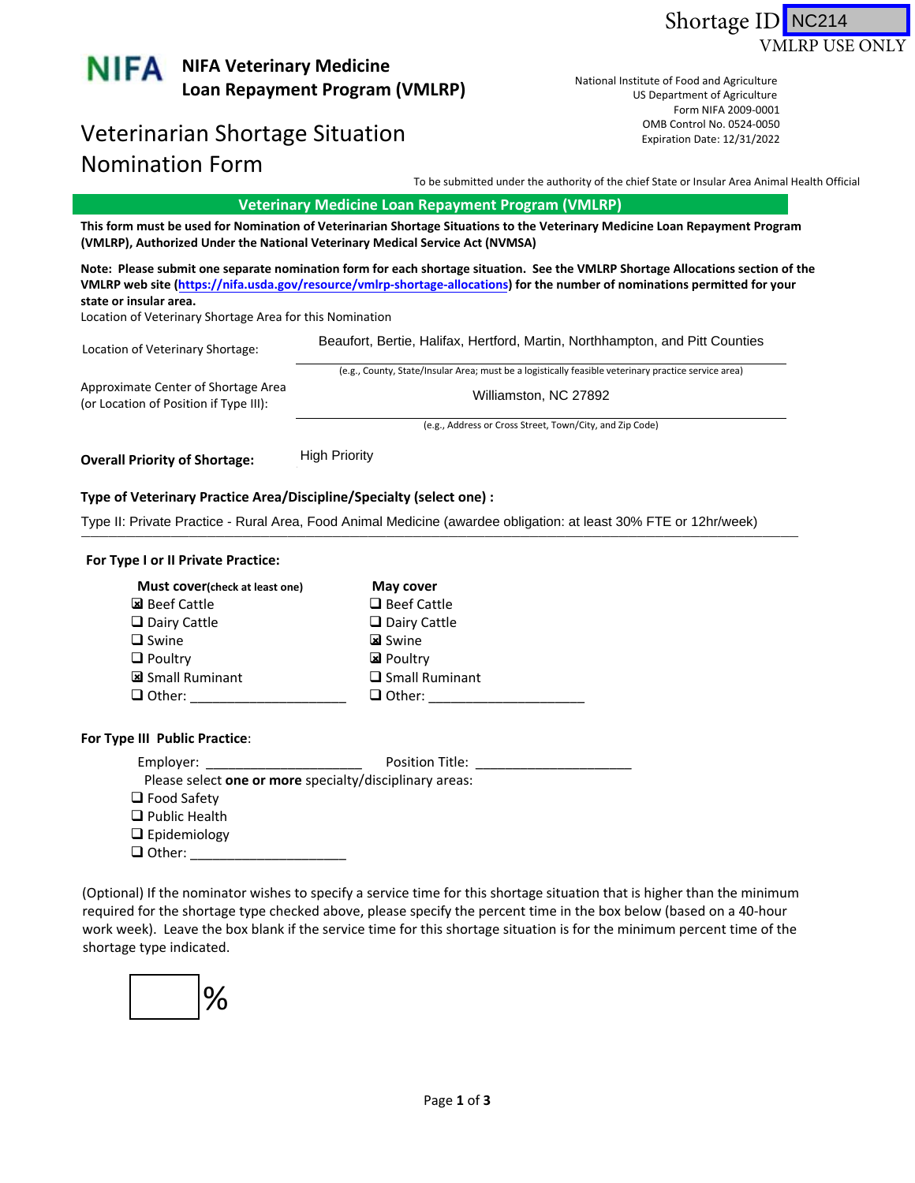Shortage ID NC214
VMLRP USE ONLY

**NIFA Veterinary Medicine Loan Repayment Program (VMLRP)**

National Institute of Food and Agriculture
US Department of Agriculture
Form NIFA 2009-0001
OMB Control No. 0524-0050
Expiration Date: 12/31/2022

# Veterinarian Shortage Situation Nomination Form

To be submitted under the authority of the chief State or Insular Area Animal Health Official

## Veterinary Medicine Loan Repayment Program (VMLRP)

**This form must be used for Nomination of Veterinarian Shortage Situations to the Veterinary Medicine Loan Repayment Program (VMLRP), Authorized Under the National Veterinary Medical Service Act (NVMSA)**

**Note: Please submit one separate nomination form for each shortage situation. See the VMLRP Shortage Allocations section of the VMLRP web site (https://nifa.usda.gov/resource/vmlrp-shortage-allocations) for the number of nominations permitted for your state or insular area.**

Location of Veterinary Shortage Area for this Nomination

Location of Veterinary Shortage: Beaufort, Bertie, Halifax, Hertford, Martin, Northhampton, and Pitt Counties

(e.g., County, State/Insular Area; must be a logistically feasible veterinary practice service area)

Approximate Center of Shortage Area (or Location of Position if Type III): Williamston, NC 27892

(e.g., Address or Cross Street, Town/City, and Zip Code)

**Overall Priority of Shortage:** High Priority

**Type of Veterinary Practice Area/Discipline/Specialty (select one) :**

Type II: Private Practice - Rural Area, Food Animal Medicine (awardee obligation: at least 30% FTE or 12hr/week)

**For Type I or II Private Practice:**

**Must cover**(check at least one)
- ☒ Beef Cattle
- ☐ Dairy Cattle
- ☐ Swine
- ☐ Poultry
- ☒ Small Ruminant
- ☐ Other: _____________________

**May cover**
- ☐ Beef Cattle
- ☐ Dairy Cattle
- ☒ Swine
- ☒ Poultry
- ☐ Small Ruminant
- ☐ Other: _____________________

**For Type III Public Practice**:

Employer: _____________________ Position Title: _____________________

Please select **one or more** specialty/disciplinary areas:
- ☐ Food Safety
- ☐ Public Health
- ☐ Epidemiology
- ☐ Other: _____________________

(Optional) If the nominator wishes to specify a service time for this shortage situation that is higher than the minimum required for the shortage type checked above, please specify the percent time in the box below (based on a 40-hour work week). Leave the box blank if the service time for this shortage situation is for the minimum percent time of the shortage type indicated.

[ ] %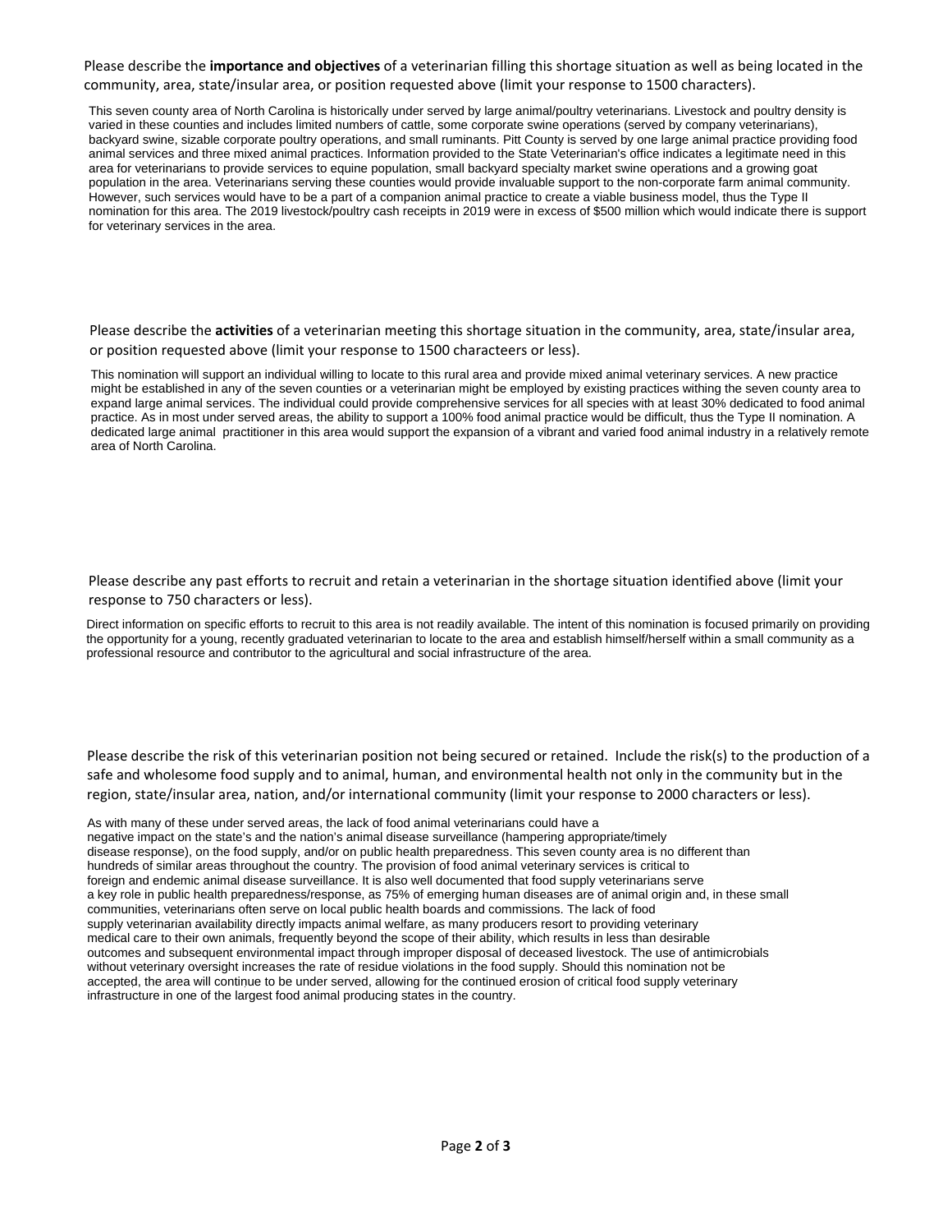Please describe the **importance and objectives** of a veterinarian filling this shortage situation as well as being located in the community, area, state/insular area, or position requested above (limit your response to 1500 characters).

This seven county area of North Carolina is historically under served by large animal/poultry veterinarians. Livestock and poultry density is varied in these counties and includes limited numbers of cattle, some corporate swine operations (served by company veterinarians), backyard swine, sizable corporate poultry operations, and small ruminants. Pitt County is served by one large animal practice providing food animal services and three mixed animal practices. Information provided to the State Veterinarian's office indicates a legitimate need in this area for veterinarians to provide services to equine population, small backyard specialty market swine operations and a growing goat population in the area. Veterinarians serving these counties would provide invaluable support to the non-corporate farm animal community. However, such services would have to be a part of a companion animal practice to create a viable business model, thus the Type II nomination for this area. The 2019 livestock/poultry cash receipts in 2019 were in excess of $500 million which would indicate there is support for veterinary services in the area.

Please describe the **activities** of a veterinarian meeting this shortage situation in the community, area, state/insular area, or position requested above (limit your response to 1500 characteers or less).

This nomination will support an individual willing to locate to this rural area and provide mixed animal veterinary services. A new practice might be established in any of the seven counties or a veterinarian might be employed by existing practices withing the seven county area to expand large animal services. The individual could provide comprehensive services for all species with at least 30% dedicated to food animal practice. As in most under served areas, the ability to support a 100% food animal practice would be difficult, thus the Type II nomination. A dedicated large animal practitioner in this area would support the expansion of a vibrant and varied food animal industry in a relatively remote area of North Carolina.

Please describe any past efforts to recruit and retain a veterinarian in the shortage situation identified above (limit your response to 750 characters or less).

Direct information on specific efforts to recruit to this area is not readily available. The intent of this nomination is focused primarily on providing the opportunity for a young, recently graduated veterinarian to locate to the area and establish himself/herself within a small community as a professional resource and contributor to the agricultural and social infrastructure of the area.

Please describe the risk of this veterinarian position not being secured or retained. Include the risk(s) to the production of a safe and wholesome food supply and to animal, human, and environmental health not only in the community but in the region, state/insular area, nation, and/or international community (limit your response to 2000 characters or less).

As with many of these under served areas, the lack of food animal veterinarians could have a negative impact on the state's and the nation's animal disease surveillance (hampering appropriate/timely disease response), on the food supply, and/or on public health preparedness. This seven county area is no different than hundreds of similar areas throughout the country. The provision of food animal veterinary services is critical to foreign and endemic animal disease surveillance. It is also well documented that food supply veterinarians serve a key role in public health preparedness/response, as 75% of emerging human diseases are of animal origin and, in these small communities, veterinarians often serve on local public health boards and commissions. The lack of food supply veterinarian availability directly impacts animal welfare, as many producers resort to providing veterinary medical care to their own animals, frequently beyond the scope of their ability, which results in less than desirable outcomes and subsequent environmental impact through improper disposal of deceased livestock. The use of antimicrobials without veterinary oversight increases the rate of residue violations in the food supply. Should this nomination not be accepted, the area will continue to be under served, allowing for the continued erosion of critical food supply veterinary infrastructure in one of the largest food animal producing states in the country.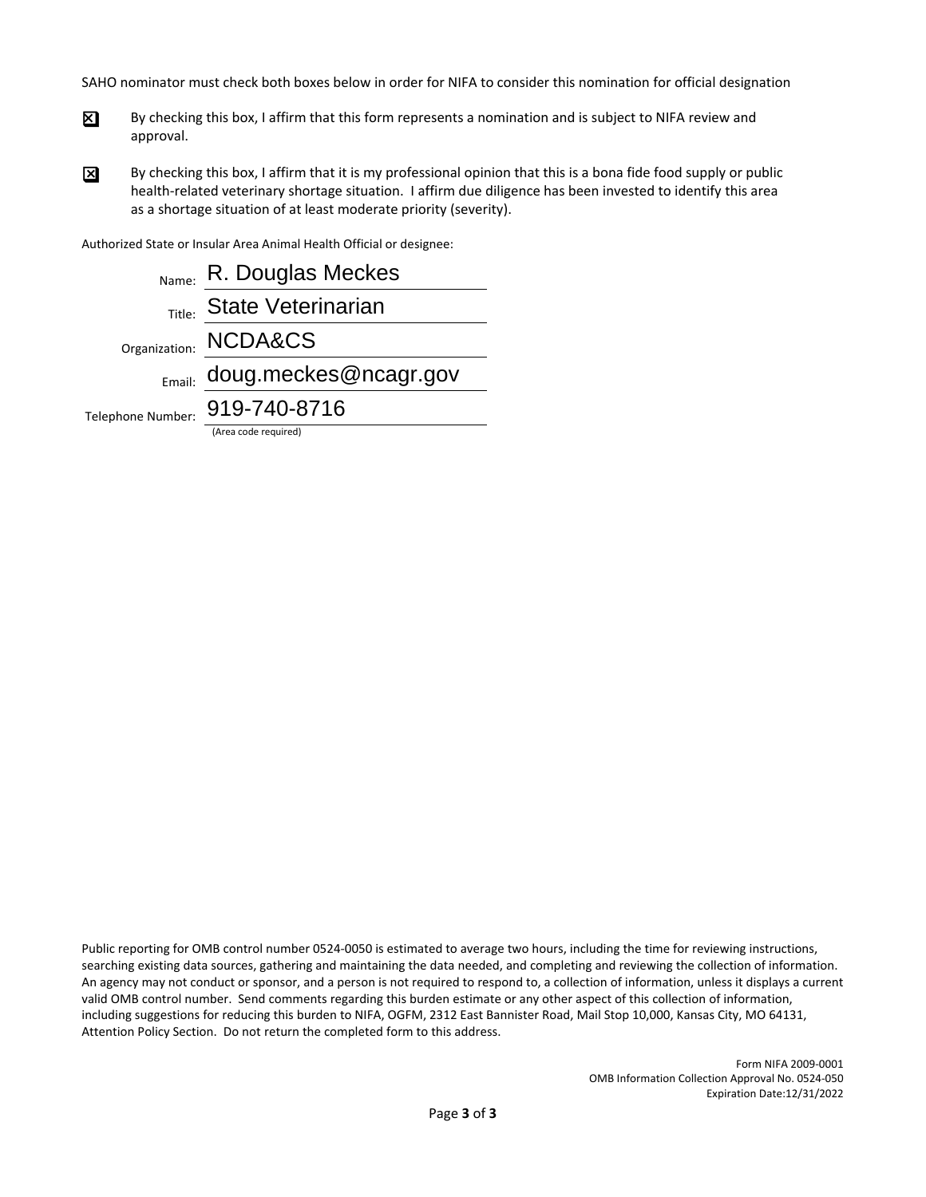SAHO nominator must check both boxes below in order for NIFA to consider this nomination for official designation

☒ By checking this box, I affirm that this form represents a nomination and is subject to NIFA review and approval.

☒ By checking this box, I affirm that it is my professional opinion that this is a bona fide food supply or public health-related veterinary shortage situation. I affirm due diligence has been invested to identify this area as a shortage situation of at least moderate priority (severity).

Authorized State or Insular Area Animal Health Official or designee:

Name: R. Douglas Meckes

Title: State Veterinarian

Organization: NCDA&CS

Email: doug.meckes@ncagr.gov

Telephone Number: 919-740-8716
(Area code required)

Public reporting for OMB control number 0524-0050 is estimated to average two hours, including the time for reviewing instructions, searching existing data sources, gathering and maintaining the data needed, and completing and reviewing the collection of information. An agency may not conduct or sponsor, and a person is not required to respond to, a collection of information, unless it displays a current valid OMB control number. Send comments regarding this burden estimate or any other aspect of this collection of information, including suggestions for reducing this burden to NIFA, OGFM, 2312 East Bannister Road, Mail Stop 10,000, Kansas City, MO 64131, Attention Policy Section. Do not return the completed form to this address.

Form NIFA 2009-0001
OMB Information Collection Approval No. 0524-050
Expiration Date:12/31/2022